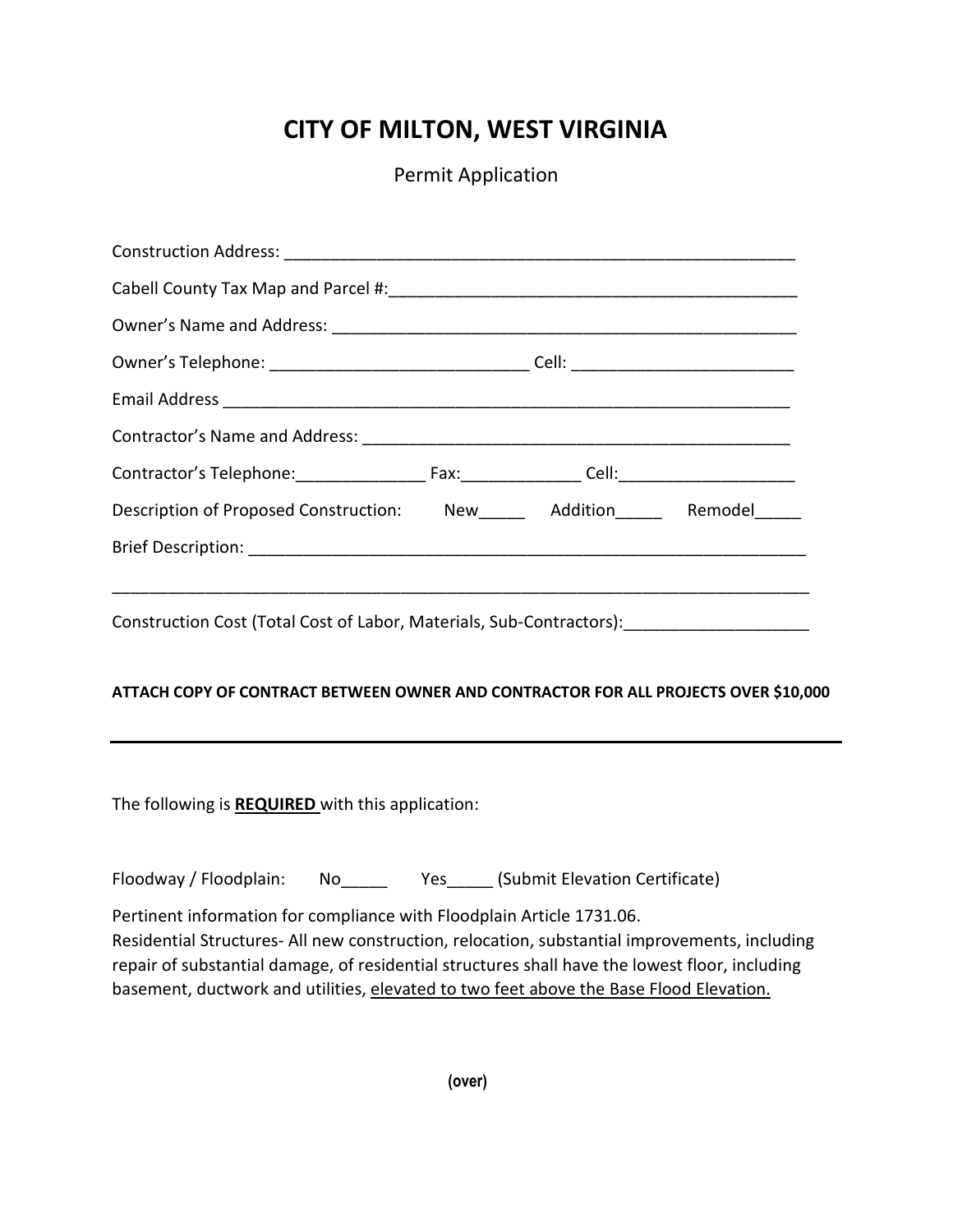# CITY OF MILTON, WEST VIRGINIA

Permit Application

Construction Address: ___________________________________________________________

Cabell County Tax Map and Parcel #:_____________________________________________

Owner's Name and Address: _____________________________________________________

Owner's Telephone: ____________________________ Cell: ________________________

Email Address _________________________________________________________________

Contractor's Name and Address: _________________________________________________

Contractor's Telephone:______________ Fax:____________ Cell:__________________

Description of Proposed Construction: New_____ Addition_____ Remodel_____

Brief Description: _____________________________________________________________

_____________________________________________________________________________

Construction Cost (Total Cost of Labor, Materials, Sub-Contractors):___________________

**ATTACH COPY OF CONTRACT BETWEEN OWNER AND CONTRACTOR FOR ALL PROJECTS OVER $10,000**

---

The following is **REQUIRED** with this application:

Floodway / Floodplain: No_____ Yes_____ (Submit Elevation Certificate)

Pertinent information for compliance with Floodplain Article 1731.06.
Residential Structures- All new construction, relocation, substantial improvements, including repair of substantial damage, of residential structures shall have the lowest floor, including basement, ductwork and utilities, elevated to two feet above the Base Flood Elevation.

(over)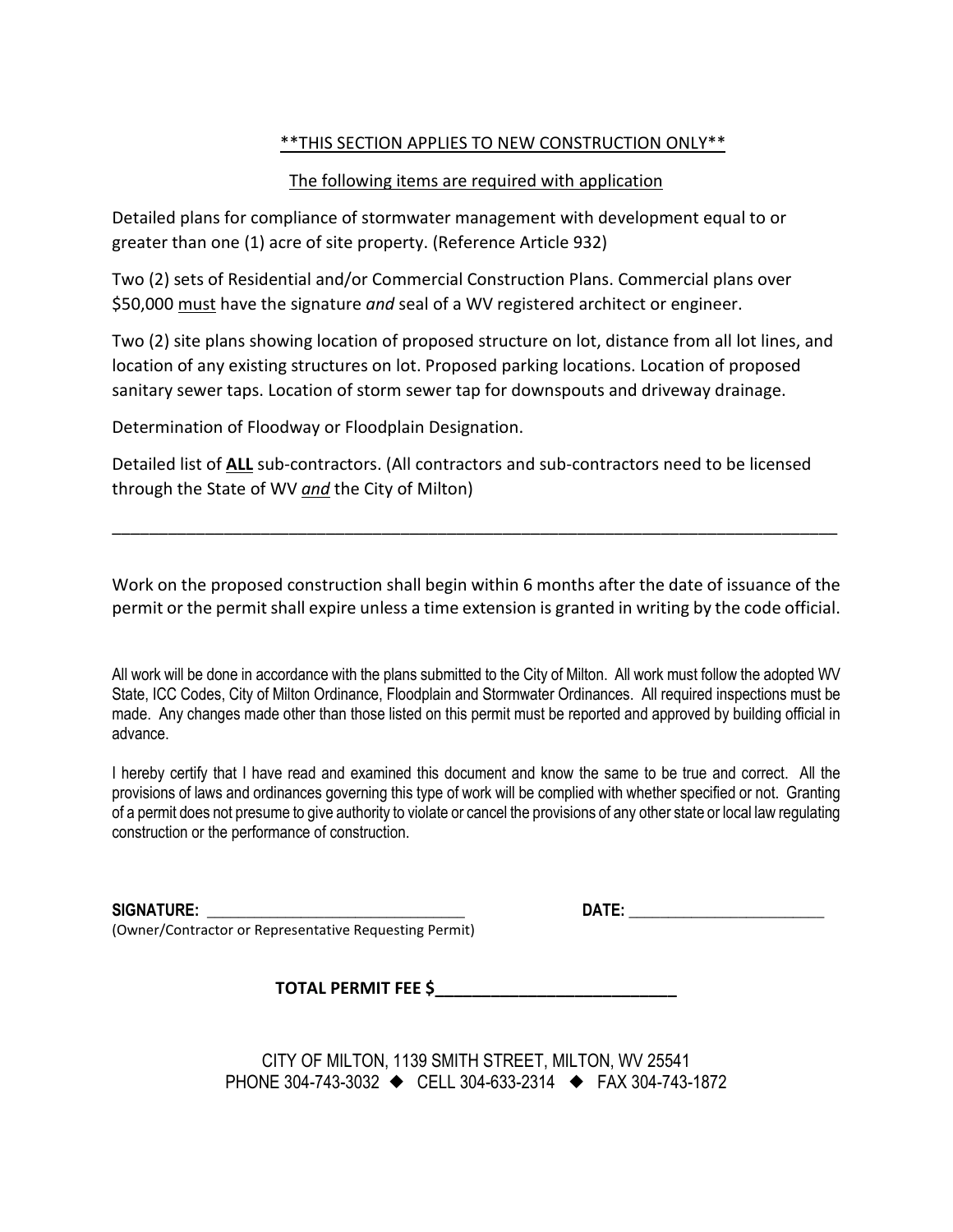**THIS SECTION APPLIES TO NEW CONSTRUCTION ONLY**

The following items are required with application

Detailed plans for compliance of stormwater management with development equal to or greater than one (1) acre of site property. (Reference Article 932)

Two (2) sets of Residential and/or Commercial Construction Plans. Commercial plans over $50,000 must have the signature *and* seal of a WV registered architect or engineer.

Two (2) site plans showing location of proposed structure on lot, distance from all lot lines, and location of any existing structures on lot. Proposed parking locations. Location of proposed sanitary sewer taps. Location of storm sewer tap for downspouts and driveway drainage.

Determination of Floodway or Floodplain Designation.

Detailed list of **ALL** sub-contractors. (All contractors and sub-contractors need to be licensed through the State of WV *and* the City of Milton)

---

Work on the proposed construction shall begin within 6 months after the date of issuance of the permit or the permit shall expire unless a time extension is granted in writing by the code official.

All work will be done in accordance with the plans submitted to the City of Milton. All work must follow the adopted WV State, ICC Codes, City of Milton Ordinance, Floodplain and Stormwater Ordinances. All required inspections must be made. Any changes made other than those listed on this permit must be reported and approved by building official in advance.

I hereby certify that I have read and examined this document and know the same to be true and correct. All the provisions of laws and ordinances governing this type of work will be complied with whether specified or not. Granting of a permit does not presume to give authority to violate or cancel the provisions of any other state or local law regulating construction or the performance of construction.

**SIGNATURE:** ______________________________ **DATE:** ______________________
(Owner/Contractor or Representative Requesting Permit)

**TOTAL PERMIT FEE $__________________________**

CITY OF MILTON, 1139 SMITH STREET, MILTON, WV 25541
PHONE 304-743-3032 ◆ CELL 304-633-2314 ◆ FAX 304-743-1872